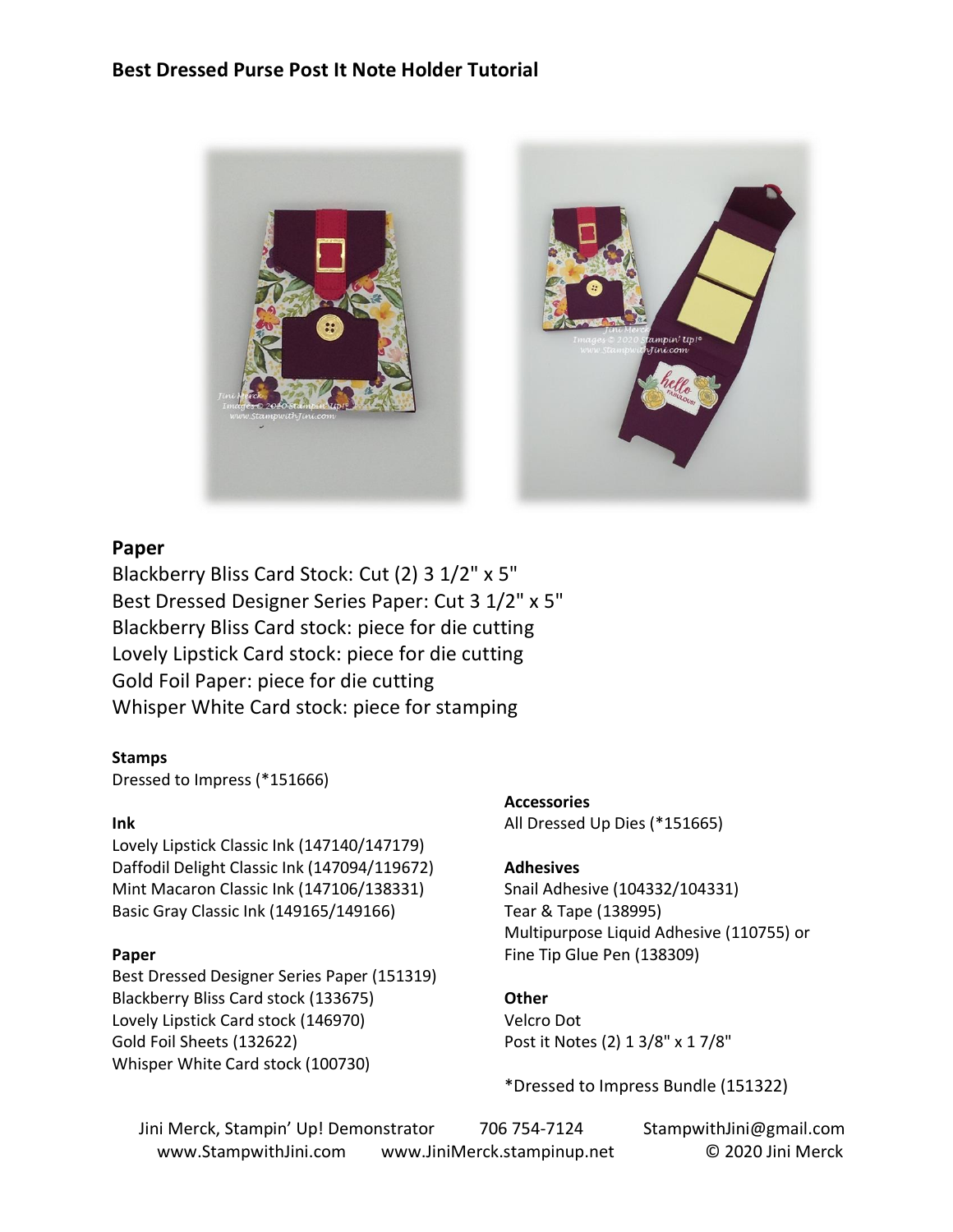## Best Dressed Purse Post It Note Holder Tutorial

### Paper

Blackberry Bliss Card Stock: Cut (2) 3 1/2" x 5"
Best Dressed Designer Series Paper: Cut 3 1/2" x 5"
Blackberry Bliss Card stock: piece for die cutting
Lovely Lipstick Card stock: piece for die cutting
Gold Foil Paper: piece for die cutting
Whisper White Card stock: piece for stamping

**Stamps**
Dressed to Impress (*151666)

**Ink**
Lovely Lipstick Classic Ink (147140/147179)
Daffodil Delight Classic Ink (147094/119672)
Mint Macaron Classic Ink (147106/138331)
Basic Gray Classic Ink (149165/149166)

**Paper**
Best Dressed Designer Series Paper (151319)
Blackberry Bliss Card stock (133675)
Lovely Lipstick Card stock (146970)
Gold Foil Sheets (132622)
Whisper White Card stock (100730)

**Accessories**
All Dressed Up Dies (*151665)

**Adhesives**
Snail Adhesive (104332/104331)
Tear & Tape (138995)
Multipurpose Liquid Adhesive (110755) or
Fine Tip Glue Pen (138309)

**Other**
Velcro Dot
Post it Notes (2) 1 3/8" x 1 7/8"

*Dressed to Impress Bundle (151322)

Jini Merck, Stampin' Up! Demonstrator 706 754-7124 StampwithJini@gmail.com
www.StampwithJini.com www.JiniMerck.stampinup.net © 2020 Jini Merck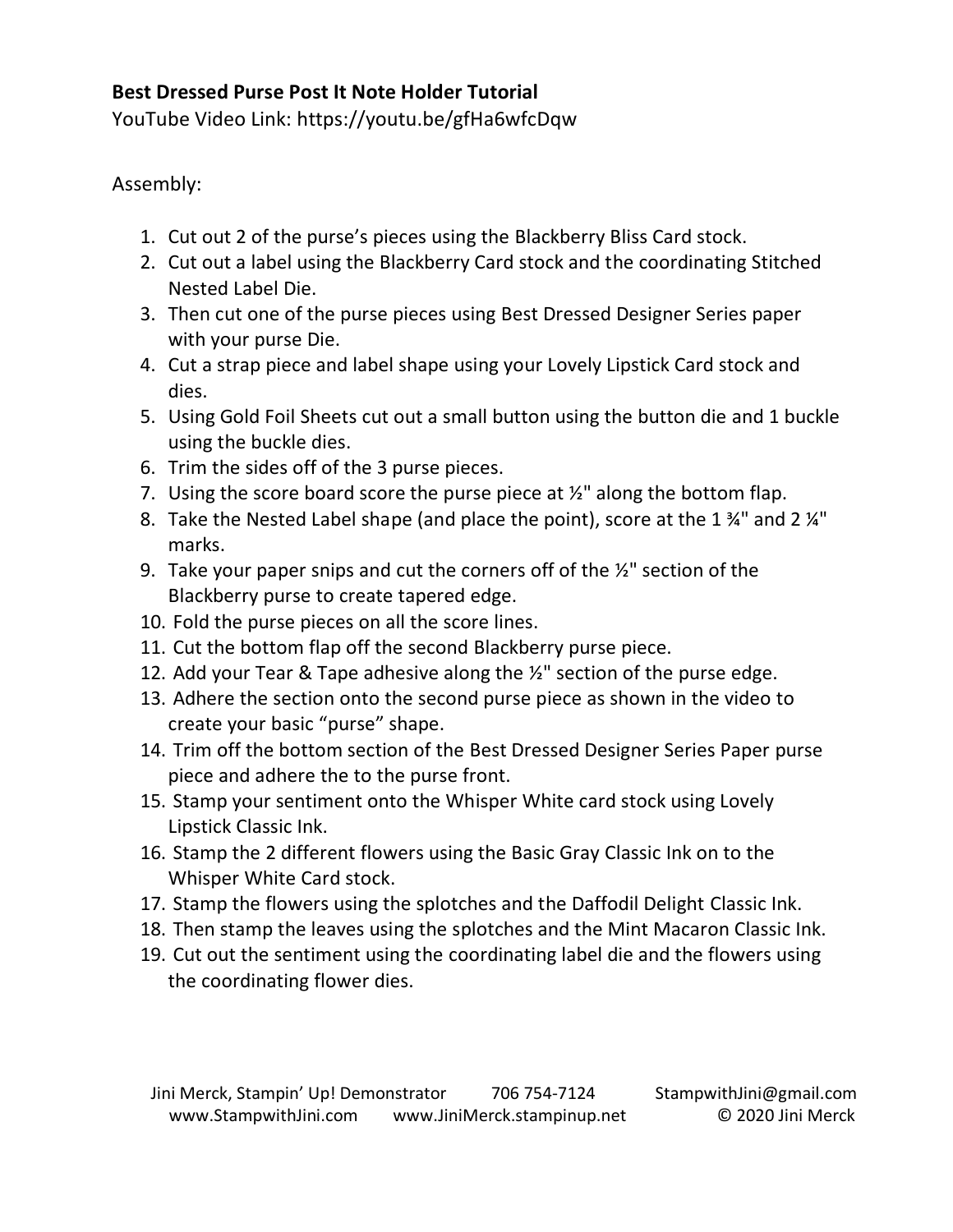**Best Dressed Purse Post It Note Holder Tutorial**

YouTube Video Link: https://youtu.be/gfHa6wfcDqw

Assembly:

1. Cut out 2 of the purse's pieces using the Blackberry Bliss Card stock.
2. Cut out a label using the Blackberry Card stock and the coordinating Stitched Nested Label Die.
3. Then cut one of the purse pieces using Best Dressed Designer Series paper with your purse Die.
4. Cut a strap piece and label shape using your Lovely Lipstick Card stock and dies.
5. Using Gold Foil Sheets cut out a small button using the button die and 1 buckle using the buckle dies.
6. Trim the sides off of the 3 purse pieces.
7. Using the score board score the purse piece at ½" along the bottom flap.
8. Take the Nested Label shape (and place the point), score at the 1 ¾" and 2 ¼" marks.
9. Take your paper snips and cut the corners off of the ½" section of the Blackberry purse to create tapered edge.
10. Fold the purse pieces on all the score lines.
11. Cut the bottom flap off the second Blackberry purse piece.
12. Add your Tear & Tape adhesive along the ½" section of the purse edge.
13. Adhere the section onto the second purse piece as shown in the video to create your basic "purse" shape.
14. Trim off the bottom section of the Best Dressed Designer Series Paper purse piece and adhere the to the purse front.
15. Stamp your sentiment onto the Whisper White card stock using Lovely Lipstick Classic Ink.
16. Stamp the 2 different flowers using the Basic Gray Classic Ink on to the Whisper White Card stock.
17. Stamp the flowers using the splotches and the Daffodil Delight Classic Ink.
18. Then stamp the leaves using the splotches and the Mint Macaron Classic Ink.
19. Cut out the sentiment using the coordinating label die and the flowers using the coordinating flower dies.

Jini Merck, Stampin' Up! Demonstrator 706 754-7124 StampwithJini@gmail.com
www.StampwithJini.com www.JiniMerck.stampinup.net © 2020 Jini Merck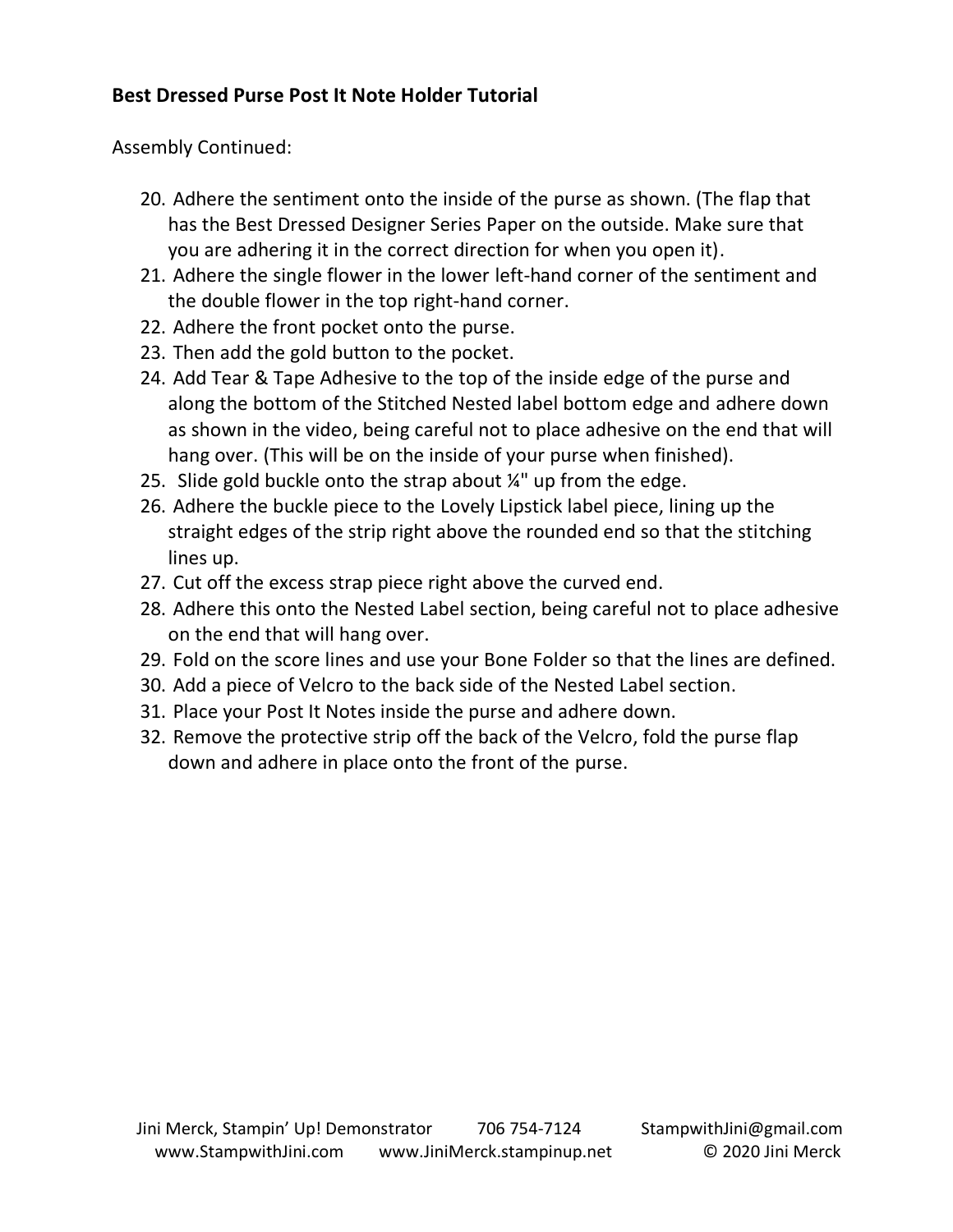**Best Dressed Purse Post It Note Holder Tutorial**

Assembly Continued:

20. Adhere the sentiment onto the inside of the purse as shown. (The flap that has the Best Dressed Designer Series Paper on the outside. Make sure that you are adhering it in the correct direction for when you open it).
21. Adhere the single flower in the lower left-hand corner of the sentiment and the double flower in the top right-hand corner.
22. Adhere the front pocket onto the purse.
23. Then add the gold button to the pocket.
24. Add Tear & Tape Adhesive to the top of the inside edge of the purse and along the bottom of the Stitched Nested label bottom edge and adhere down as shown in the video, being careful not to place adhesive on the end that will hang over. (This will be on the inside of your purse when finished).
25. Slide gold buckle onto the strap about ¼" up from the edge.
26. Adhere the buckle piece to the Lovely Lipstick label piece, lining up the straight edges of the strip right above the rounded end so that the stitching lines up.
27. Cut off the excess strap piece right above the curved end.
28. Adhere this onto the Nested Label section, being careful not to place adhesive on the end that will hang over.
29. Fold on the score lines and use your Bone Folder so that the lines are defined.
30. Add a piece of Velcro to the back side of the Nested Label section.
31. Place your Post It Notes inside the purse and adhere down.
32. Remove the protective strip off the back of the Velcro, fold the purse flap down and adhere in place onto the front of the purse.